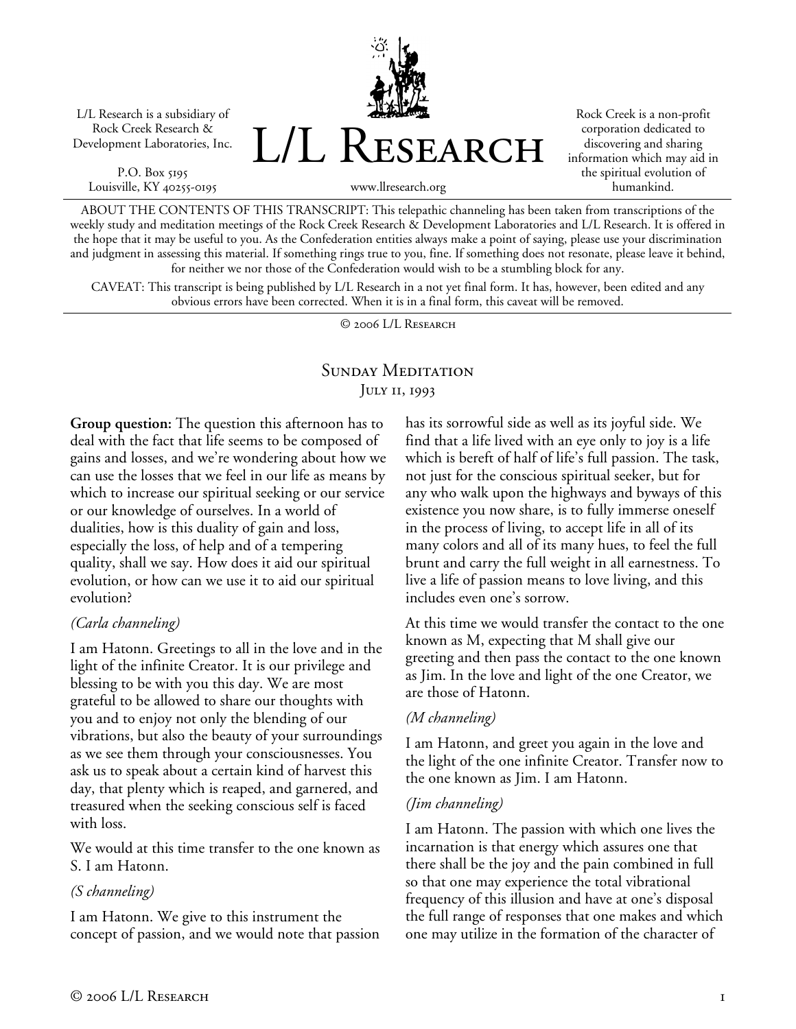L/L Research is a subsidiary of Rock Creek Research & Development Laboratories, Inc.

P.O. Box 5195
Louisville, KY 40255-0195

# L/L Research

www.llresearch.org

Rock Creek is a non-profit corporation dedicated to discovering and sharing information which may aid in the spiritual evolution of humankind.

ABOUT THE CONTENTS OF THIS TRANSCRIPT: This telepathic channeling has been taken from transcriptions of the weekly study and meditation meetings of the Rock Creek Research & Development Laboratories and L/L Research. It is offered in the hope that it may be useful to you. As the Confederation entities always make a point of saying, please use your discrimination and judgment in assessing this material. If something rings true to you, fine. If something does not resonate, please leave it behind, for neither we nor those of the Confederation would wish to be a stumbling block for any.

CAVEAT: This transcript is being published by L/L Research in a not yet final form. It has, however, been edited and any obvious errors have been corrected. When it is in a final form, this caveat will be removed.

© 2006 L/L Research

## Sunday Meditation
### July 11, 1993

**Group question:** The question this afternoon has to deal with the fact that life seems to be composed of gains and losses, and we're wondering about how we can use the losses that we feel in our life as means by which to increase our spiritual seeking or our service or our knowledge of ourselves. In a world of dualities, how is this duality of gain and loss, especially the loss, of help and of a tempering quality, shall we say. How does it aid our spiritual evolution, or how can we use it to aid our spiritual evolution?

*(Carla channeling)*

I am Hatonn. Greetings to all in the love and in the light of the infinite Creator. It is our privilege and blessing to be with you this day. We are most grateful to be allowed to share our thoughts with you and to enjoy not only the blending of our vibrations, but also the beauty of your surroundings as we see them through your consciousnesses. You ask us to speak about a certain kind of harvest this day, that plenty which is reaped, and garnered, and treasured when the seeking conscious self is faced with loss.

We would at this time transfer to the one known as S. I am Hatonn.

*(S channeling)*

I am Hatonn. We give to this instrument the concept of passion, and we would note that passion has its sorrowful side as well as its joyful side. We find that a life lived with an eye only to joy is a life which is bereft of half of life's full passion. The task, not just for the conscious spiritual seeker, but for any who walk upon the highways and byways of this existence you now share, is to fully immerse oneself in the process of living, to accept life in all of its many colors and all of its many hues, to feel the full brunt and carry the full weight in all earnestness. To live a life of passion means to love living, and this includes even one's sorrow.

At this time we would transfer the contact to the one known as M, expecting that M shall give our greeting and then pass the contact to the one known as Jim. In the love and light of the one Creator, we are those of Hatonn.

*(M channeling)*

I am Hatonn, and greet you again in the love and the light of the one infinite Creator. Transfer now to the one known as Jim. I am Hatonn.

*(Jim channeling)*

I am Hatonn. The passion with which one lives the incarnation is that energy which assures one that there shall be the joy and the pain combined in full so that one may experience the total vibrational frequency of this illusion and have at one's disposal the full range of responses that one makes and which one may utilize in the formation of the character of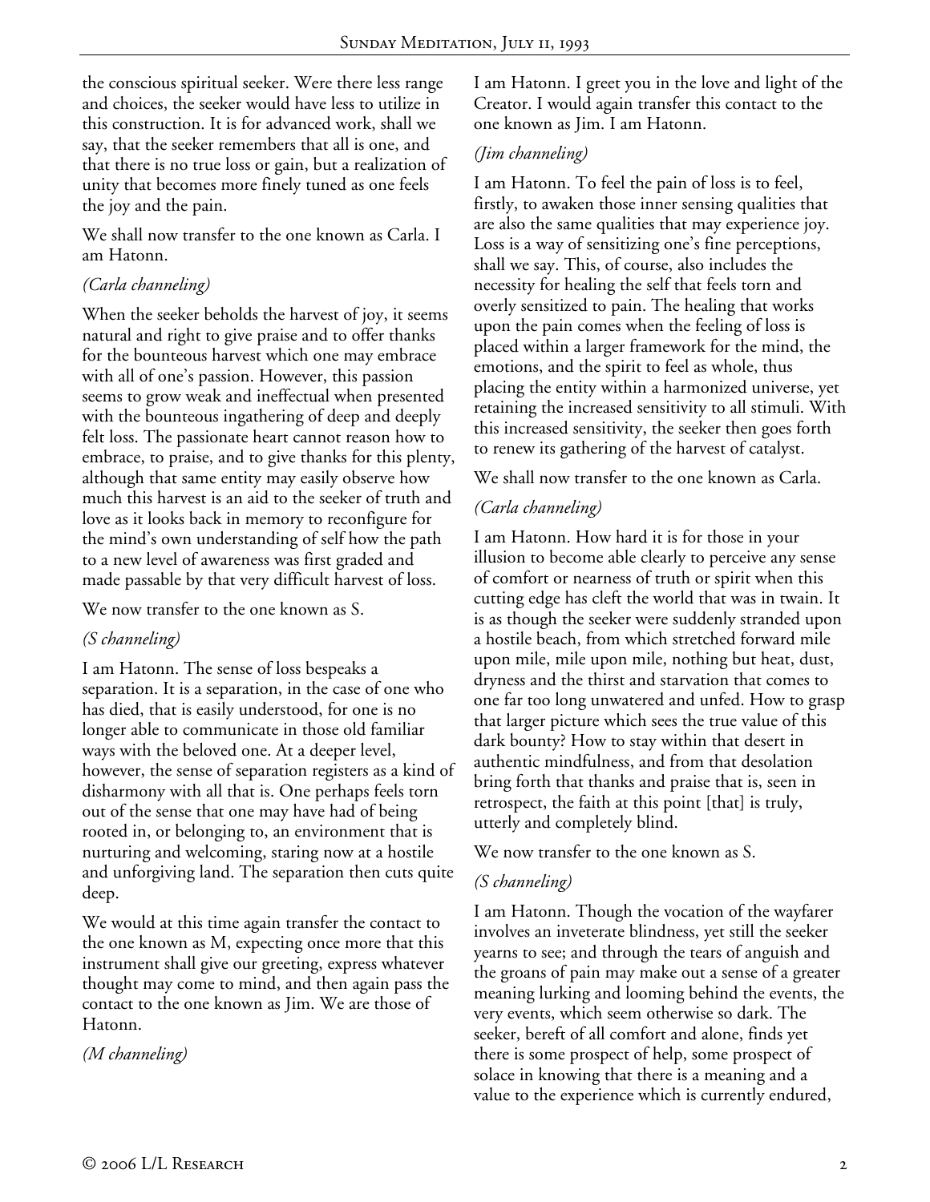the conscious spiritual seeker. Were there less range and choices, the seeker would have less to utilize in this construction. It is for advanced work, shall we say, that the seeker remembers that all is one, and that there is no true loss or gain, but a realization of unity that becomes more finely tuned as one feels the joy and the pain.

We shall now transfer to the one known as Carla. I am Hatonn.

*(Carla channeling)*

When the seeker beholds the harvest of joy, it seems natural and right to give praise and to offer thanks for the bounteous harvest which one may embrace with all of one's passion. However, this passion seems to grow weak and ineffectual when presented with the bounteous ingathering of deep and deeply felt loss. The passionate heart cannot reason how to embrace, to praise, and to give thanks for this plenty, although that same entity may easily observe how much this harvest is an aid to the seeker of truth and love as it looks back in memory to reconfigure for the mind's own understanding of self how the path to a new level of awareness was first graded and made passable by that very difficult harvest of loss.

We now transfer to the one known as S.

*(S channeling)*

I am Hatonn. The sense of loss bespeaks a separation. It is a separation, in the case of one who has died, that is easily understood, for one is no longer able to communicate in those old familiar ways with the beloved one. At a deeper level, however, the sense of separation registers as a kind of disharmony with all that is. One perhaps feels torn out of the sense that one may have had of being rooted in, or belonging to, an environment that is nurturing and welcoming, staring now at a hostile and unforgiving land. The separation then cuts quite deep.

We would at this time again transfer the contact to the one known as M, expecting once more that this instrument shall give our greeting, express whatever thought may come to mind, and then again pass the contact to the one known as Jim. We are those of Hatonn.

*(M channeling)*

I am Hatonn. I greet you in the love and light of the Creator. I would again transfer this contact to the one known as Jim. I am Hatonn.

*(Jim channeling)*

I am Hatonn. To feel the pain of loss is to feel, firstly, to awaken those inner sensing qualities that are also the same qualities that may experience joy. Loss is a way of sensitizing one's fine perceptions, shall we say. This, of course, also includes the necessity for healing the self that feels torn and overly sensitized to pain. The healing that works upon the pain comes when the feeling of loss is placed within a larger framework for the mind, the emotions, and the spirit to feel as whole, thus placing the entity within a harmonized universe, yet retaining the increased sensitivity to all stimuli. With this increased sensitivity, the seeker then goes forth to renew its gathering of the harvest of catalyst.

We shall now transfer to the one known as Carla.

*(Carla channeling)*

I am Hatonn. How hard it is for those in your illusion to become able clearly to perceive any sense of comfort or nearness of truth or spirit when this cutting edge has cleft the world that was in twain. It is as though the seeker were suddenly stranded upon a hostile beach, from which stretched forward mile upon mile, mile upon mile, nothing but heat, dust, dryness and the thirst and starvation that comes to one far too long unwatered and unfed. How to grasp that larger picture which sees the true value of this dark bounty? How to stay within that desert in authentic mindfulness, and from that desolation bring forth that thanks and praise that is, seen in retrospect, the faith at this point [that] is truly, utterly and completely blind.

We now transfer to the one known as S.

*(S channeling)*

I am Hatonn. Though the vocation of the wayfarer involves an inveterate blindness, yet still the seeker yearns to see; and through the tears of anguish and the groans of pain may make out a sense of a greater meaning lurking and looming behind the events, the very events, which seem otherwise so dark. The seeker, bereft of all comfort and alone, finds yet there is some prospect of help, some prospect of solace in knowing that there is a meaning and a value to the experience which is currently endured,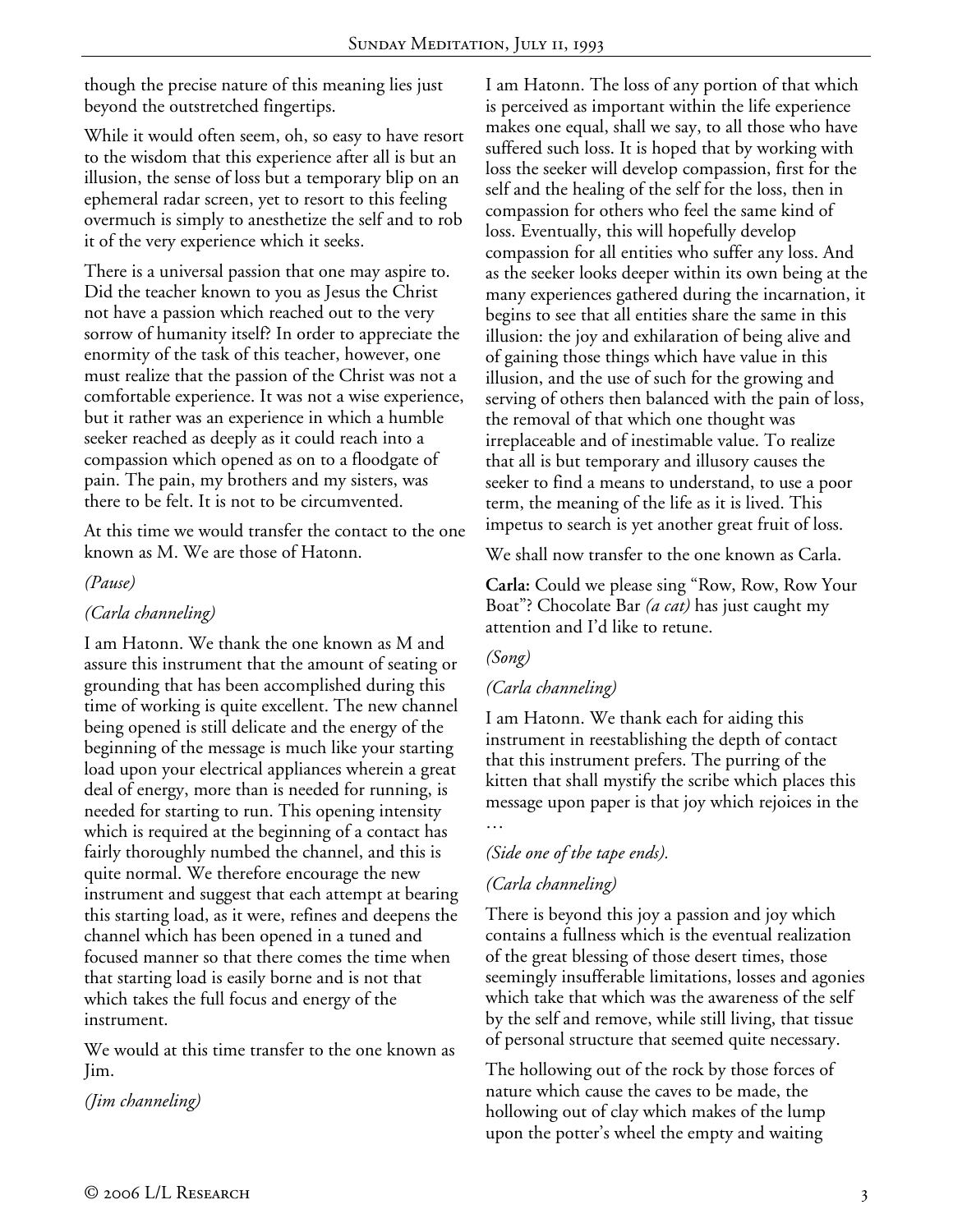though the precise nature of this meaning lies just beyond the outstretched fingertips.

While it would often seem, oh, so easy to have resort to the wisdom that this experience after all is but an illusion, the sense of loss but a temporary blip on an ephemeral radar screen, yet to resort to this feeling overmuch is simply to anesthetize the self and to rob it of the very experience which it seeks.

There is a universal passion that one may aspire to. Did the teacher known to you as Jesus the Christ not have a passion which reached out to the very sorrow of humanity itself? In order to appreciate the enormity of the task of this teacher, however, one must realize that the passion of the Christ was not a comfortable experience. It was not a wise experience, but it rather was an experience in which a humble seeker reached as deeply as it could reach into a compassion which opened as on to a floodgate of pain. The pain, my brothers and my sisters, was there to be felt. It is not to be circumvented.

At this time we would transfer the contact to the one known as M. We are those of Hatonn.

*(Pause)*

*(Carla channeling)*

I am Hatonn. We thank the one known as M and assure this instrument that the amount of seating or grounding that has been accomplished during this time of working is quite excellent. The new channel being opened is still delicate and the energy of the beginning of the message is much like your starting load upon your electrical appliances wherein a great deal of energy, more than is needed for running, is needed for starting to run. This opening intensity which is required at the beginning of a contact has fairly thoroughly numbed the channel, and this is quite normal. We therefore encourage the new instrument and suggest that each attempt at bearing this starting load, as it were, refines and deepens the channel which has been opened in a tuned and focused manner so that there comes the time when that starting load is easily borne and is not that which takes the full focus and energy of the instrument.

We would at this time transfer to the one known as Jim.

*(Jim channeling)*

I am Hatonn. The loss of any portion of that which is perceived as important within the life experience makes one equal, shall we say, to all those who have suffered such loss. It is hoped that by working with loss the seeker will develop compassion, first for the self and the healing of the self for the loss, then in compassion for others who feel the same kind of loss. Eventually, this will hopefully develop compassion for all entities who suffer any loss. And as the seeker looks deeper within its own being at the many experiences gathered during the incarnation, it begins to see that all entities share the same in this illusion: the joy and exhilaration of being alive and of gaining those things which have value in this illusion, and the use of such for the growing and serving of others then balanced with the pain of loss, the removal of that which one thought was irreplaceable and of inestimable value. To realize that all is but temporary and illusory causes the seeker to find a means to understand, to use a poor term, the meaning of the life as it is lived. This impetus to search is yet another great fruit of loss.

We shall now transfer to the one known as Carla.

**Carla:** Could we please sing "Row, Row, Row Your Boat"? Chocolate Bar *(a cat)* has just caught my attention and I'd like to retune.

*(Song)*

*(Carla channeling)*

I am Hatonn. We thank each for aiding this instrument in reestablishing the depth of contact that this instrument prefers. The purring of the kitten that shall mystify the scribe which places this message upon paper is that joy which rejoices in the …

*(Side one of the tape ends).*

*(Carla channeling)*

There is beyond this joy a passion and joy which contains a fullness which is the eventual realization of the great blessing of those desert times, those seemingly insufferable limitations, losses and agonies which take that which was the awareness of the self by the self and remove, while still living, that tissue of personal structure that seemed quite necessary.

The hollowing out of the rock by those forces of nature which cause the caves to be made, the hollowing out of clay which makes of the lump upon the potter's wheel the empty and waiting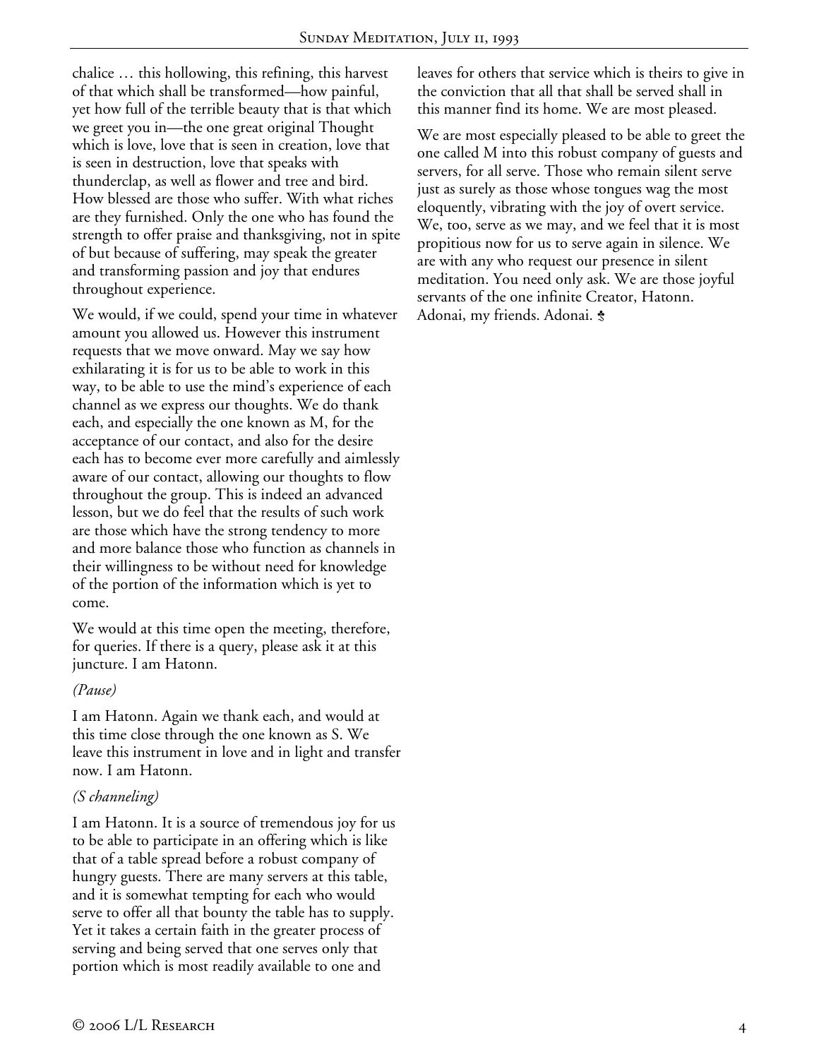chalice … this hollowing, this refining, this harvest of that which shall be transformed—how painful, yet how full of the terrible beauty that is that which we greet you in—the one great original Thought which is love, love that is seen in creation, love that is seen in destruction, love that speaks with thunderclap, as well as flower and tree and bird. How blessed are those who suffer. With what riches are they furnished. Only the one who has found the strength to offer praise and thanksgiving, not in spite of but because of suffering, may speak the greater and transforming passion and joy that endures throughout experience.

We would, if we could, spend your time in whatever amount you allowed us. However this instrument requests that we move onward. May we say how exhilarating it is for us to be able to work in this way, to be able to use the mind's experience of each channel as we express our thoughts. We do thank each, and especially the one known as M, for the acceptance of our contact, and also for the desire each has to become ever more carefully and aimlessly aware of our contact, allowing our thoughts to flow throughout the group. This is indeed an advanced lesson, but we do feel that the results of such work are those which have the strong tendency to more and more balance those who function as channels in their willingness to be without need for knowledge of the portion of the information which is yet to come.

We would at this time open the meeting, therefore, for queries. If there is a query, please ask it at this juncture. I am Hatonn.

*(Pause)*

I am Hatonn. Again we thank each, and would at this time close through the one known as S. We leave this instrument in love and in light and transfer now. I am Hatonn.

*(S channeling)*

I am Hatonn. It is a source of tremendous joy for us to be able to participate in an offering which is like that of a table spread before a robust company of hungry guests. There are many servers at this table, and it is somewhat tempting for each who would serve to offer all that bounty the table has to supply. Yet it takes a certain faith in the greater process of serving and being served that one serves only that portion which is most readily available to one and leaves for others that service which is theirs to give in the conviction that all that shall be served shall in this manner find its home. We are most pleased.

We are most especially pleased to be able to greet the one called M into this robust company of guests and servers, for all serve. Those who remain silent serve just as surely as those whose tongues wag the most eloquently, vibrating with the joy of overt service. We, too, serve as we may, and we feel that it is most propitious now for us to serve again in silence. We are with any who request our presence in silent meditation. You need only ask. We are those joyful servants of the one infinite Creator, Hatonn. Adonai, my friends. Adonai.